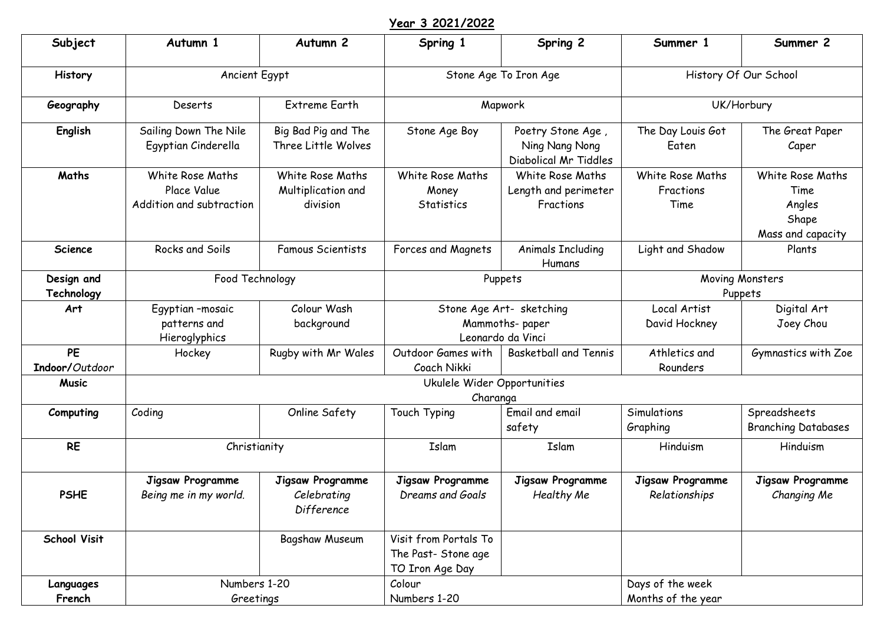# Year 3 2021/2022

| Subject | Autumn 1 | Autumn 2 | Spring 1 | Spring 2 | Summer 1 | Summer 2 |
|---|---|---|---|---|---|---|
| **History** | Ancient Egypt | | Stone Age To Iron Age | | History Of Our School | |
| **Geography** | Deserts | Extreme Earth | Mapwork | | UK/Horbury | |
| **English** | Sailing Down The Nile Egyptian Cinderella | Big Bad Pig and The Three Little Wolves | Stone Age Boy | Poetry Stone Age , Ning Nang Nong Diabolical Mr Tiddles | The Day Louis Got Eaten | The Great Paper Caper |
| **Maths** | White Rose Maths Place Value Addition and subtraction | White Rose Maths Multiplication and division | White Rose Maths Money Statistics | White Rose Maths Length and perimeter Fractions | White Rose Maths Fractions Time | White Rose Maths Time Angles Shape Mass and capacity |
| **Science** | Rocks and Soils | Famous Scientists | Forces and Magnets | Animals Including Humans | Light and Shadow | Plants |
| **Design and Technology** | Food Technology | | Puppets | | Moving Monsters Puppets | |
| **Art** | Egyptian –mosaic patterns and Hieroglyphics | Colour Wash background | Stone Age Art- sketching Mammoths- paper Leonardo da Vinci | | Local Artist David Hockney | Digital Art Joey Chou |
| **PE Indoor/***Outdoor* | Hockey | Rugby with Mr Wales | Outdoor Games with Coach Nikki | Basketball and Tennis | Athletics and Rounders | Gymnastics with Zoe |
| **Music** | Ukulele Wider Opportunities Charanga | | | | | |
| **Computing** | Coding | Online Safety | Touch Typing | Email and email safety | Simulations Graphing | Spreadsheets Branching Databases |
| **RE** | Christianity | | Islam | Islam | Hinduism | Hinduism |
| **PSHE** | **Jigsaw Programme** *Being me in my world.* | **Jigsaw Programme** *Celebrating Difference* | **Jigsaw Programme** *Dreams and Goals* | **Jigsaw Programme** *Healthy Me* | **Jigsaw Programme** *Relationships* | **Jigsaw Programme** *Changing Me* |
| **School Visit** | | Bagshaw Museum | Visit from Portals To The Past- Stone age TO Iron Age Day | | | |
| **Languages French** | Numbers 1-20 Greetings | | Colour Numbers 1-20 | | Days of the week Months of the year | |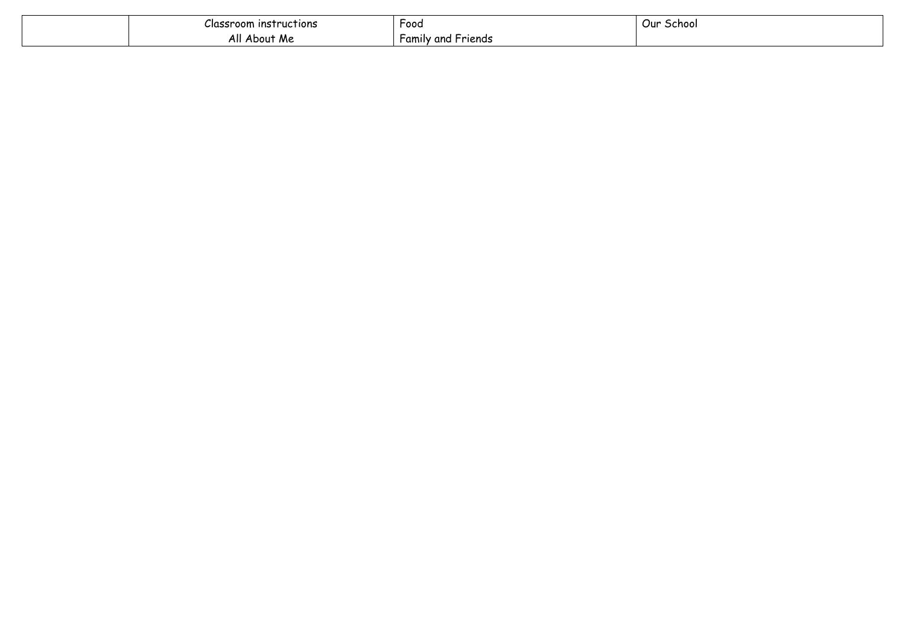| | | | |
|---|---|---|---|
| | Classroom instructions<br>All About Me | Food<br>Family and Friends | Our School |